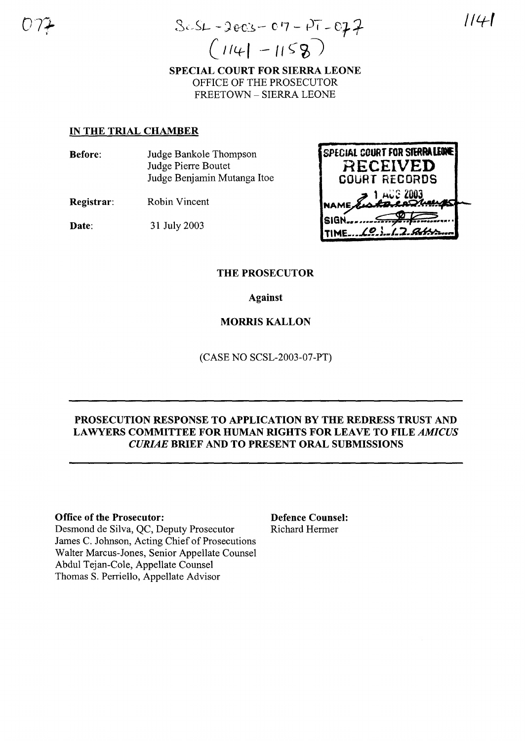SCSL-2003-07-PT-077
(1141 – 1158)

**SPECIAL COURT FOR SIERRA LEONE**
OFFICE OF THE PROSECUTOR
FREETOWN – SIERRA LEONE

**IN THE TRIAL CHAMBER**

**Before:** Judge Bankole Thompson
Judge Pierre Boutet
Judge Benjamin Mutanga Itoe

**Registrar:** Robin Vincent

**Date:** 31 July 2003

SPECIAL COURT FOR SIERRA LEONE
RECEIVED
COURT RECORDS
1 AUG 2003
NAME
SIGN
TIME 10:12

**THE PROSECUTOR**

**Against**

**MORRIS KALLON**

(CASE NO SCSL-2003-07-PT)

---

**PROSECUTION RESPONSE TO APPLICATION BY THE REDRESS TRUST AND LAWYERS COMMITTEE FOR HUMAN RIGHTS FOR LEAVE TO FILE *AMICUS CURIAE* BRIEF AND TO PRESENT ORAL SUBMISSIONS**

---

**Office of the Prosecutor:**
Desmond de Silva, QC, Deputy Prosecutor
James C. Johnson, Acting Chief of Prosecutions
Walter Marcus-Jones, Senior Appellate Counsel
Abdul Tejan-Cole, Appellate Counsel
Thomas S. Perriello, Appellate Advisor

**Defence Counsel:**
Richard Hermer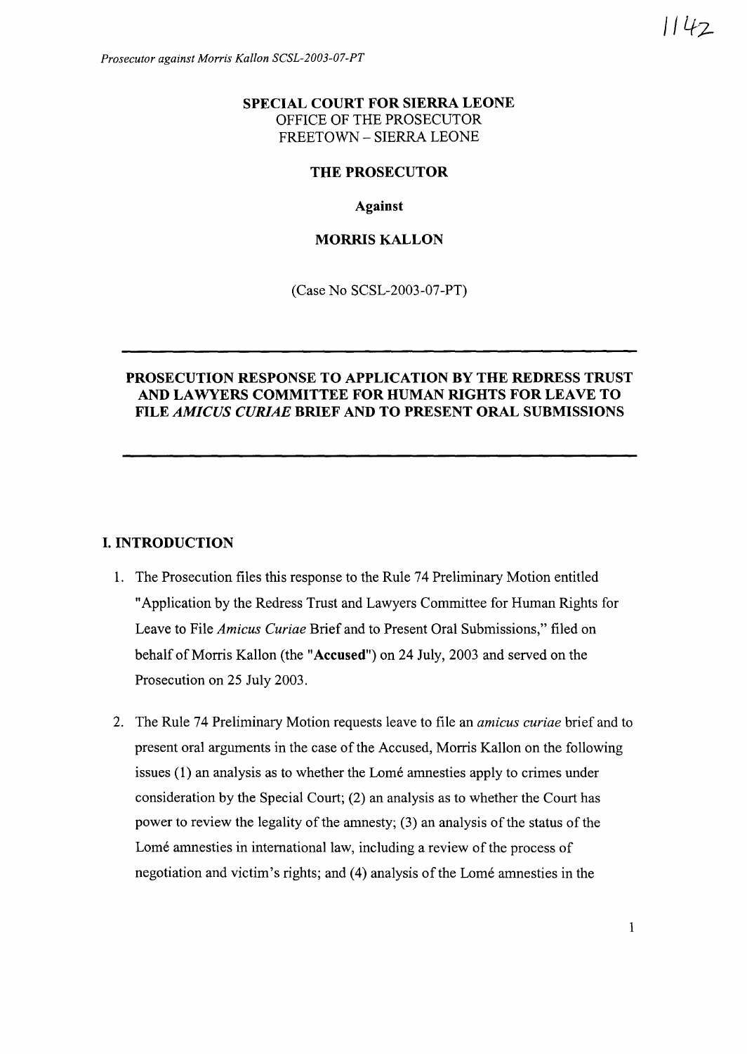SPECIAL COURT FOR SIERRA LEONE
OFFICE OF THE PROSECUTOR
FREETOWN – SIERRA LEONE

**THE PROSECUTOR**

**Against**

**MORRIS KALLON**

(Case No SCSL-2003-07-PT)

---

**PROSECUTION RESPONSE TO APPLICATION BY THE REDRESS TRUST AND LAWYERS COMMITTEE FOR HUMAN RIGHTS FOR LEAVE TO FILE *AMICUS CURIAE* BRIEF AND TO PRESENT ORAL SUBMISSIONS**

---

## I. INTRODUCTION

1. The Prosecution files this response to the Rule 74 Preliminary Motion entitled "Application by the Redress Trust and Lawyers Committee for Human Rights for Leave to File *Amicus Curiae* Brief and to Present Oral Submissions," filed on behalf of Morris Kallon (the "**Accused**") on 24 July, 2003 and served on the Prosecution on 25 July 2003.

2. The Rule 74 Preliminary Motion requests leave to file an *amicus curiae* brief and to present oral arguments in the case of the Accused, Morris Kallon on the following issues (1) an analysis as to whether the Lomé amnesties apply to crimes under consideration by the Special Court; (2) an analysis as to whether the Court has power to review the legality of the amnesty; (3) an analysis of the status of the Lomé amnesties in international law, including a review of the process of negotiation and victim's rights; and (4) analysis of the Lomé amnesties in the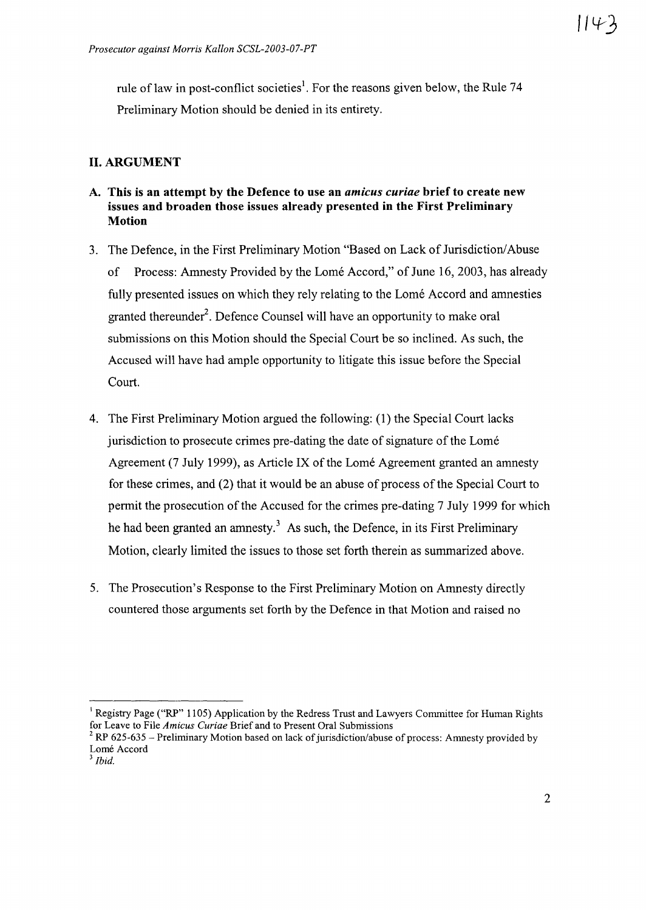rule of law in post-conflict societies[1]. For the reasons given below, the Rule 74 Preliminary Motion should be denied in its entirety.

## II. ARGUMENT

### A. This is an attempt by the Defence to use an *amicus curiae* brief to create new issues and broaden those issues already presented in the First Preliminary Motion

3. The Defence, in the First Preliminary Motion "Based on Lack of Jurisdiction/Abuse of Process: Amnesty Provided by the Lomé Accord," of June 16, 2003, has already fully presented issues on which they rely relating to the Lomé Accord and amnesties granted thereunder[2]. Defence Counsel will have an opportunity to make oral submissions on this Motion should the Special Court be so inclined. As such, the Accused will have had ample opportunity to litigate this issue before the Special Court.

4. The First Preliminary Motion argued the following: (1) the Special Court lacks jurisdiction to prosecute crimes pre-dating the date of signature of the Lomé Agreement (7 July 1999), as Article IX of the Lomé Agreement granted an amnesty for these crimes, and (2) that it would be an abuse of process of the Special Court to permit the prosecution of the Accused for the crimes pre-dating 7 July 1999 for which he had been granted an amnesty.[3] As such, the Defence, in its First Preliminary Motion, clearly limited the issues to those set forth therein as summarized above.

5. The Prosecution's Response to the First Preliminary Motion on Amnesty directly countered those arguments set forth by the Defence in that Motion and raised no

---

[1] Registry Page ("RP" 1105) Application by the Redress Trust and Lawyers Committee for Human Rights for Leave to File *Amicus Curiae* Brief and to Present Oral Submissions

[2] RP 625-635 – Preliminary Motion based on lack of jurisdiction/abuse of process: Amnesty provided by Lomé Accord

[3] *Ibid.*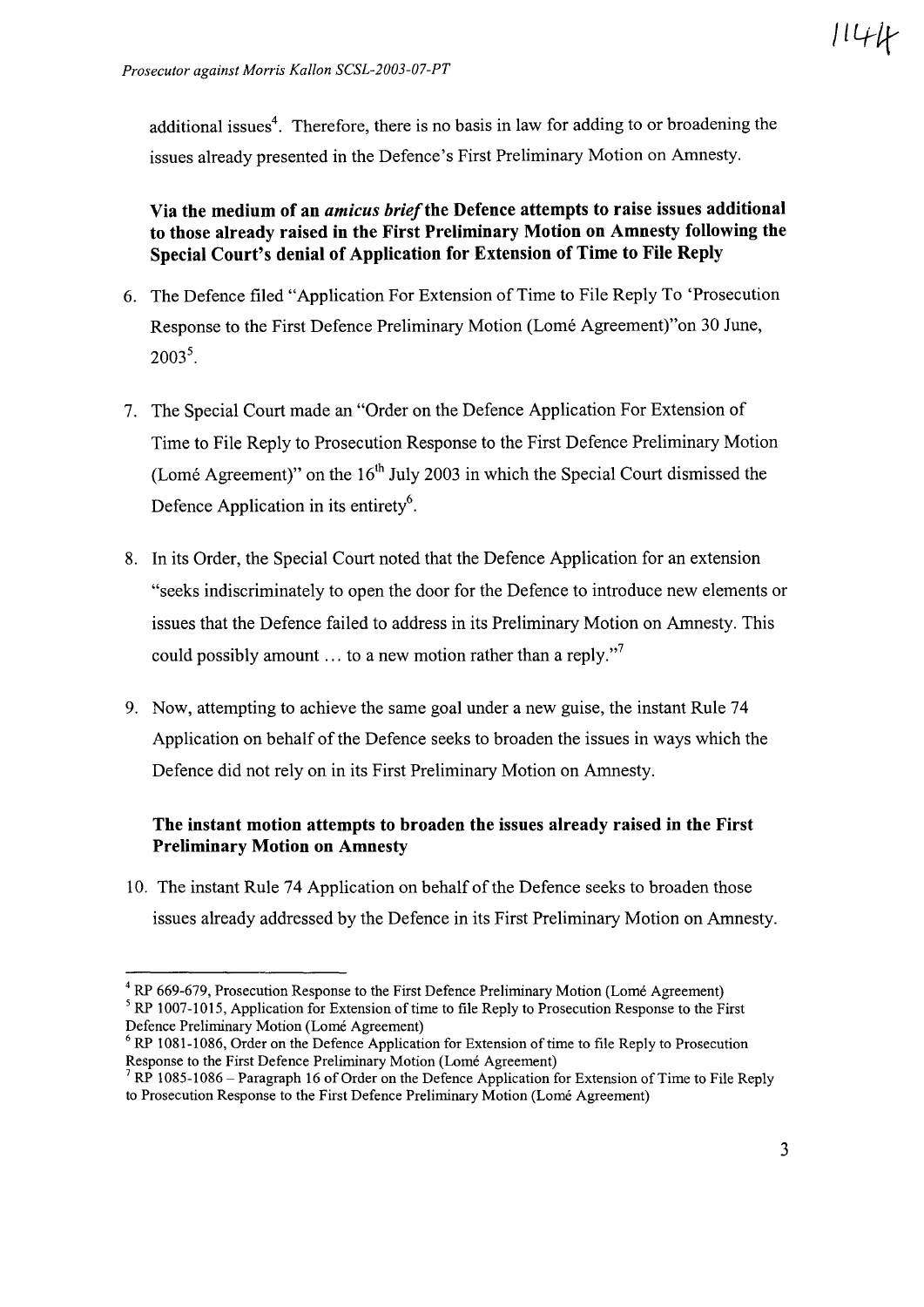additional issues[4]. Therefore, there is no basis in law for adding to or broadening the issues already presented in the Defence's First Preliminary Motion on Amnesty.

**Via the medium of an *amicus brief* the Defence attempts to raise issues additional to those already raised in the First Preliminary Motion on Amnesty following the Special Court's denial of Application for Extension of Time to File Reply**

6. The Defence filed "Application For Extension of Time to File Reply To 'Prosecution Response to the First Defence Preliminary Motion (Lomé Agreement)"on 30 June, 2003[5].

7. The Special Court made an "Order on the Defence Application For Extension of Time to File Reply to Prosecution Response to the First Defence Preliminary Motion (Lomé Agreement)" on the 16[th] July 2003 in which the Special Court dismissed the Defence Application in its entirety[6].

8. In its Order, the Special Court noted that the Defence Application for an extension "seeks indiscriminately to open the door for the Defence to introduce new elements or issues that the Defence failed to address in its Preliminary Motion on Amnesty. This could possibly amount ... to a new motion rather than a reply."[7]

9. Now, attempting to achieve the same goal under a new guise, the instant Rule 74 Application on behalf of the Defence seeks to broaden the issues in ways which the Defence did not rely on in its First Preliminary Motion on Amnesty.

**The instant motion attempts to broaden the issues already raised in the First Preliminary Motion on Amnesty**

10. The instant Rule 74 Application on behalf of the Defence seeks to broaden those issues already addressed by the Defence in its First Preliminary Motion on Amnesty.

---

[4] RP 669-679, Prosecution Response to the First Defence Preliminary Motion (Lomé Agreement)

[5] RP 1007-1015, Application for Extension of time to file Reply to Prosecution Response to the First Defence Preliminary Motion (Lomé Agreement)

[6] RP 1081-1086, Order on the Defence Application for Extension of time to file Reply to Prosecution Response to the First Defence Preliminary Motion (Lomé Agreement)

[7] RP 1085-1086 – Paragraph 16 of Order on the Defence Application for Extension of Time to File Reply to Prosecution Response to the First Defence Preliminary Motion (Lomé Agreement)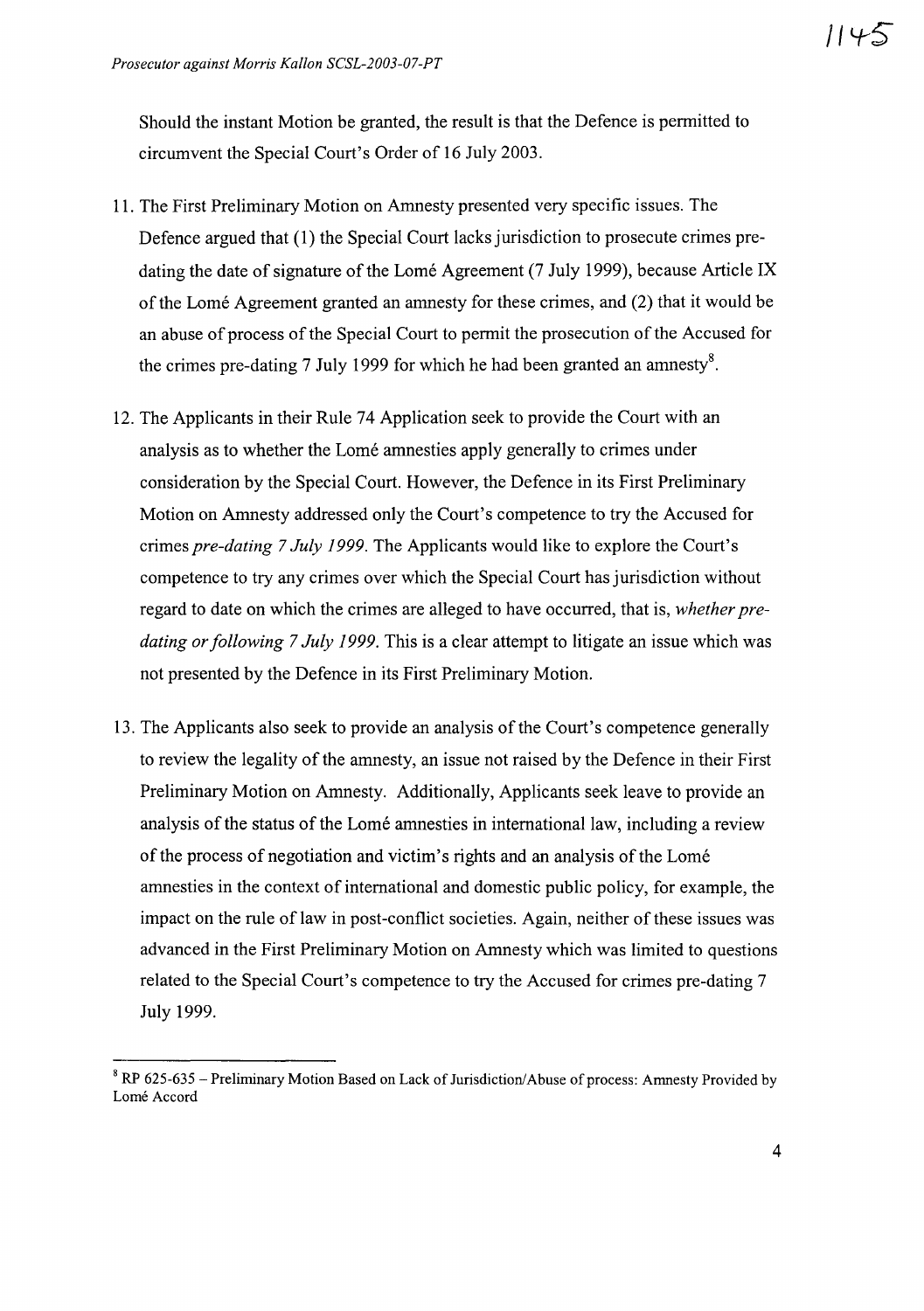Should the instant Motion be granted, the result is that the Defence is permitted to circumvent the Special Court's Order of 16 July 2003.

11. The First Preliminary Motion on Amnesty presented very specific issues. The Defence argued that (1) the Special Court lacks jurisdiction to prosecute crimes pre-dating the date of signature of the Lomé Agreement (7 July 1999), because Article IX of the Lomé Agreement granted an amnesty for these crimes, and (2) that it would be an abuse of process of the Special Court to permit the prosecution of the Accused for the crimes pre-dating 7 July 1999 for which he had been granted an amnesty[8].

12. The Applicants in their Rule 74 Application seek to provide the Court with an analysis as to whether the Lomé amnesties apply generally to crimes under consideration by the Special Court. However, the Defence in its First Preliminary Motion on Amnesty addressed only the Court's competence to try the Accused for crimes *pre-dating 7 July 1999*. The Applicants would like to explore the Court's competence to try any crimes over which the Special Court has jurisdiction without regard to date on which the crimes are alleged to have occurred, that is, *whether pre-dating or following 7 July 1999*. This is a clear attempt to litigate an issue which was not presented by the Defence in its First Preliminary Motion.

13. The Applicants also seek to provide an analysis of the Court's competence generally to review the legality of the amnesty, an issue not raised by the Defence in their First Preliminary Motion on Amnesty. Additionally, Applicants seek leave to provide an analysis of the status of the Lomé amnesties in international law, including a review of the process of negotiation and victim's rights and an analysis of the Lomé amnesties in the context of international and domestic public policy, for example, the impact on the rule of law in post-conflict societies. Again, neither of these issues was advanced in the First Preliminary Motion on Amnesty which was limited to questions related to the Special Court's competence to try the Accused for crimes pre-dating 7 July 1999.

---

[8] RP 625-635 – Preliminary Motion Based on Lack of Jurisdiction/Abuse of process: Amnesty Provided by Lomé Accord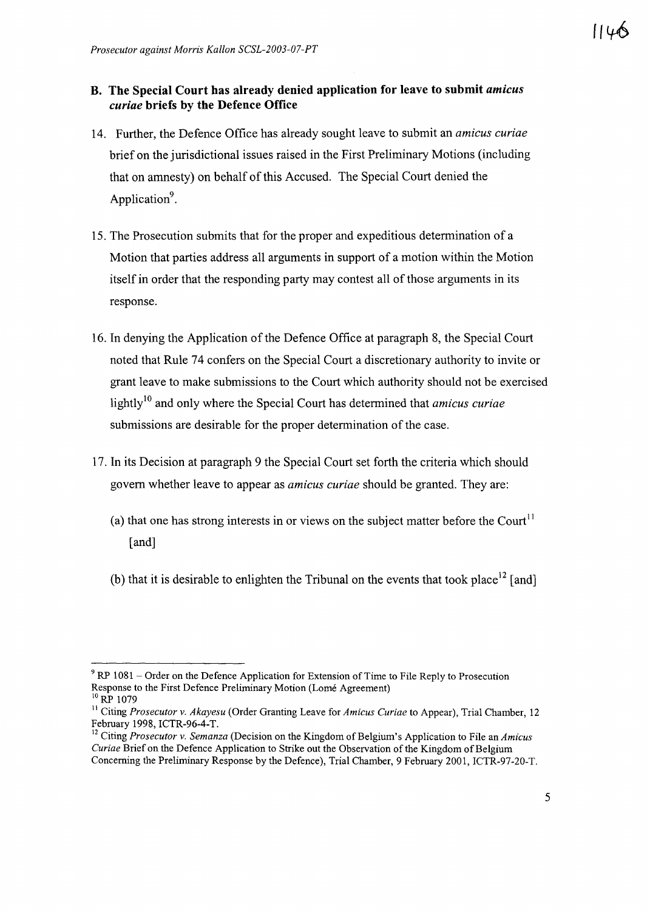## B. The Special Court has already denied application for leave to submit *amicus curiae* briefs by the Defence Office

14. Further, the Defence Office has already sought leave to submit an *amicus curiae* brief on the jurisdictional issues raised in the First Preliminary Motions (including that on amnesty) on behalf of this Accused. The Special Court denied the Application[9].

15. The Prosecution submits that for the proper and expeditious determination of a Motion that parties address all arguments in support of a motion within the Motion itself in order that the responding party may contest all of those arguments in its response.

16. In denying the Application of the Defence Office at paragraph 8, the Special Court noted that Rule 74 confers on the Special Court a discretionary authority to invite or grant leave to make submissions to the Court which authority should not be exercised lightly[10] and only where the Special Court has determined that *amicus curiae* submissions are desirable for the proper determination of the case.

17. In its Decision at paragraph 9 the Special Court set forth the criteria which should govern whether leave to appear as *amicus curiae* should be granted. They are:

    (a) that one has strong interests in or views on the subject matter before the Court[11] [and]

    (b) that it is desirable to enlighten the Tribunal on the events that took place[12] [and]

---

[9] RP 1081 – Order on the Defence Application for Extension of Time to File Reply to Prosecution Response to the First Defence Preliminary Motion (Lomé Agreement)

[10] RP 1079

[11] Citing *Prosecutor v. Akayesu* (Order Granting Leave for *Amicus Curiae* to Appear), Trial Chamber, 12 February 1998, ICTR-96-4-T.

[12] Citing *Prosecutor v. Semanza* (Decision on the Kingdom of Belgium's Application to File an *Amicus Curiae* Brief on the Defence Application to Strike out the Observation of the Kingdom of Belgium Concerning the Preliminary Response by the Defence), Trial Chamber, 9 February 2001, ICTR-97-20-T.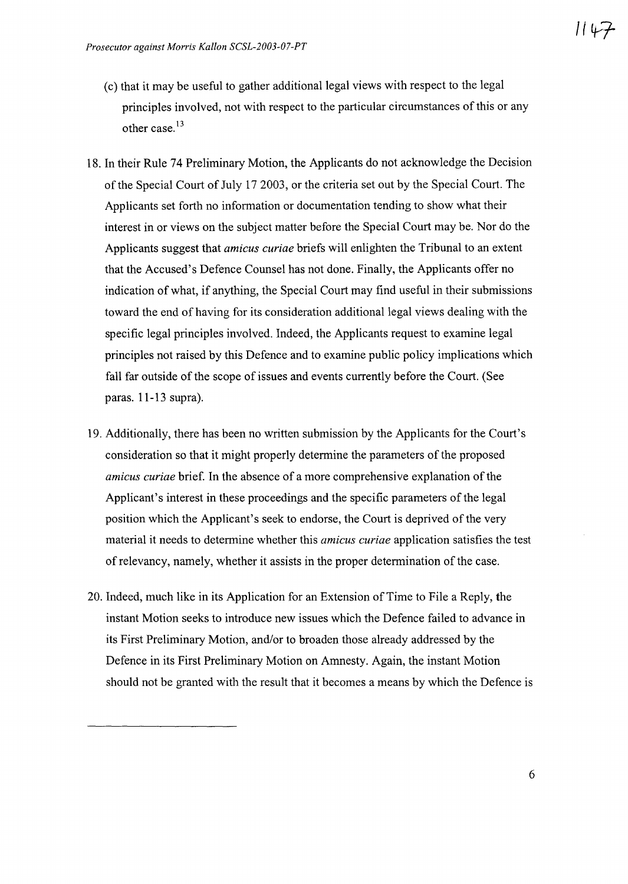(c) that it may be useful to gather additional legal views with respect to the legal principles involved, not with respect to the particular circumstances of this or any other case.[13]

18. In their Rule 74 Preliminary Motion, the Applicants do not acknowledge the Decision of the Special Court of July 17 2003, or the criteria set out by the Special Court. The Applicants set forth no information or documentation tending to show what their interest in or views on the subject matter before the Special Court may be. Nor do the Applicants suggest that *amicus curiae* briefs will enlighten the Tribunal to an extent that the Accused's Defence Counsel has not done. Finally, the Applicants offer no indication of what, if anything, the Special Court may find useful in their submissions toward the end of having for its consideration additional legal views dealing with the specific legal principles involved. Indeed, the Applicants request to examine legal principles not raised by this Defence and to examine public policy implications which fall far outside of the scope of issues and events currently before the Court. (See paras. 11-13 supra).

19. Additionally, there has been no written submission by the Applicants for the Court's consideration so that it might properly determine the parameters of the proposed *amicus curiae* brief. In the absence of a more comprehensive explanation of the Applicant's interest in these proceedings and the specific parameters of the legal position which the Applicant's seek to endorse, the Court is deprived of the very material it needs to determine whether this *amicus curiae* application satisfies the test of relevancy, namely, whether it assists in the proper determination of the case.

20. Indeed, much like in its Application for an Extension of Time to File a Reply, the instant Motion seeks to introduce new issues which the Defence failed to advance in its First Preliminary Motion, and/or to broaden those already addressed by the Defence in its First Preliminary Motion on Amnesty. Again, the instant Motion should not be granted with the result that it becomes a means by which the Defence is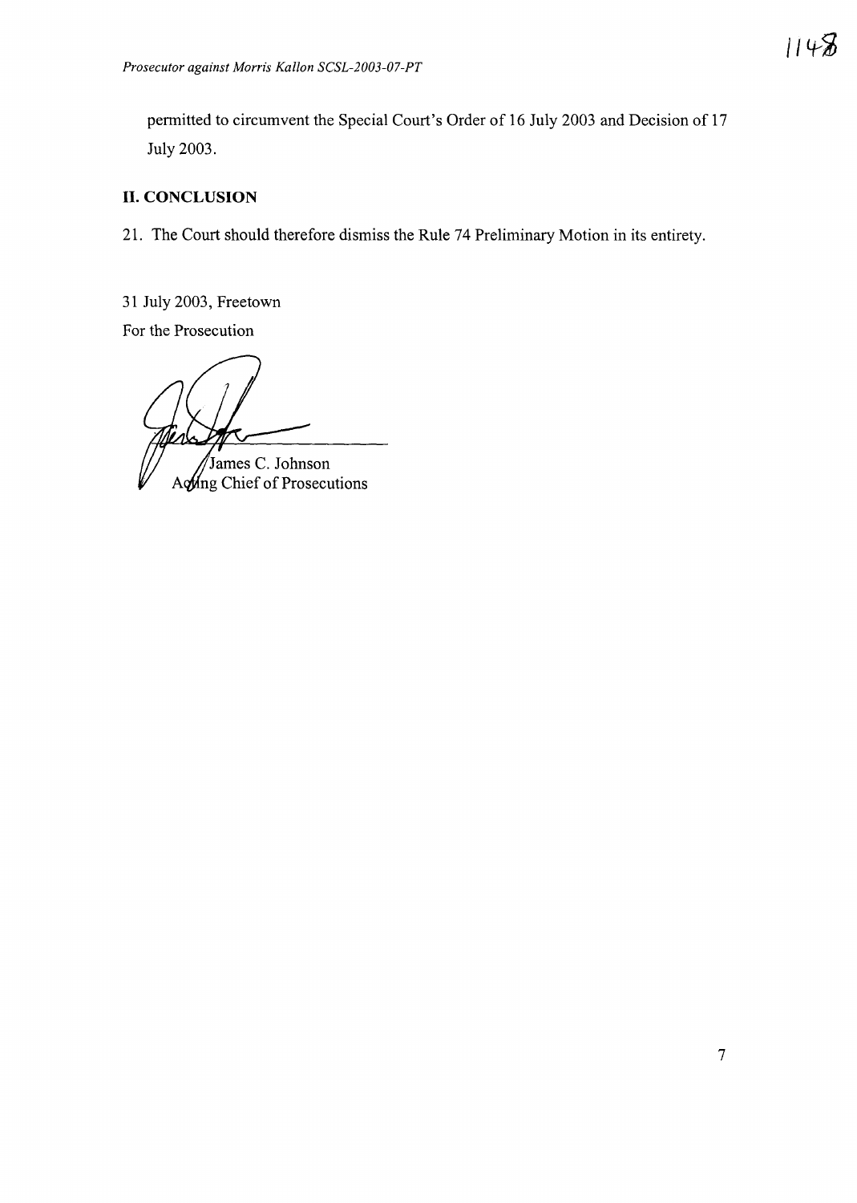permitted to circumvent the Special Court's Order of 16 July 2003 and Decision of 17 July 2003.

## II. CONCLUSION

21. The Court should therefore dismiss the Rule 74 Preliminary Motion in its entirety.

31 July 2003, Freetown

For the Prosecution

James C. Johnson
Acting Chief of Prosecutions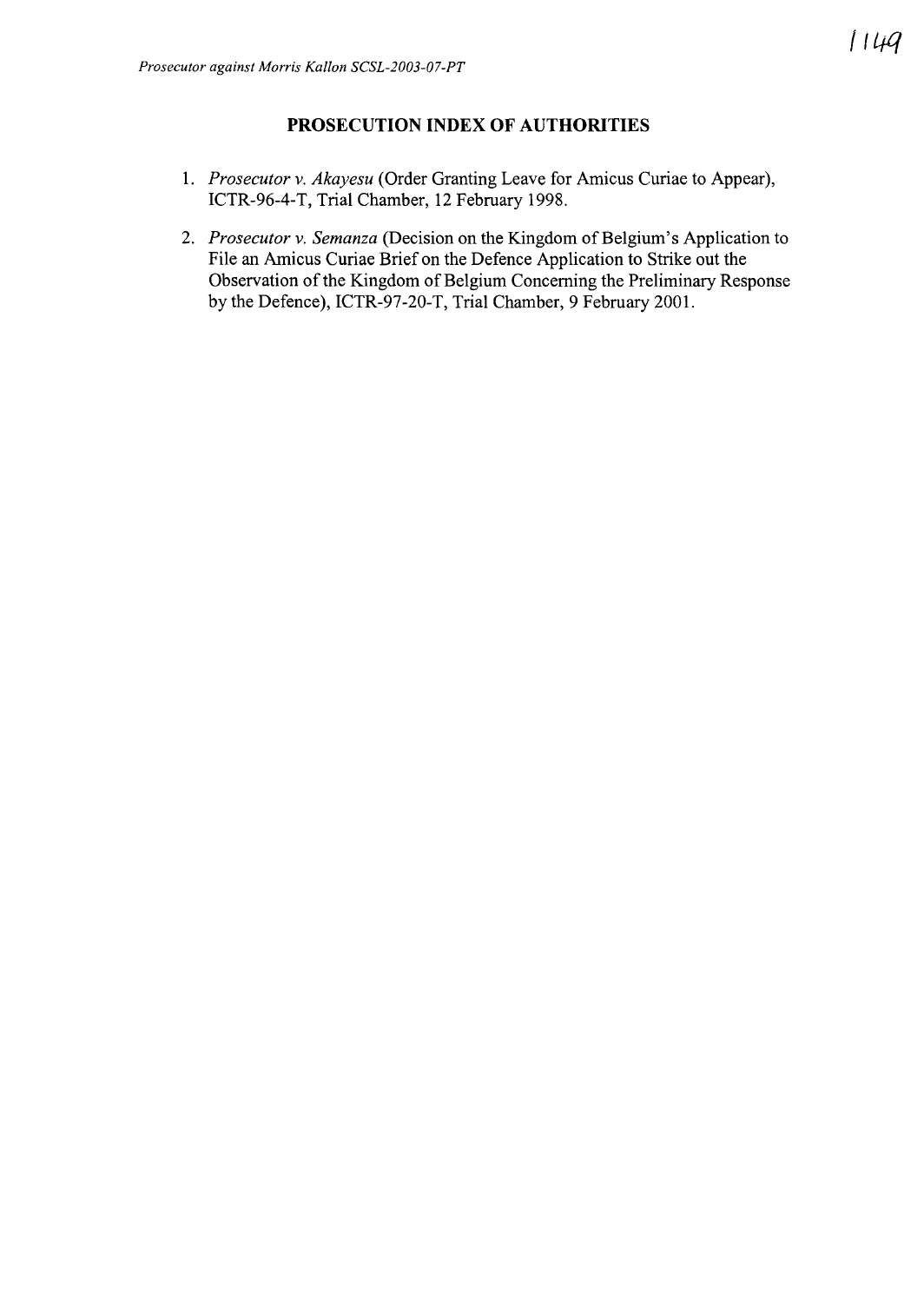## PROSECUTION INDEX OF AUTHORITIES

1. *Prosecutor v. Akayesu* (Order Granting Leave for Amicus Curiae to Appear), ICTR-96-4-T, Trial Chamber, 12 February 1998.

2. *Prosecutor v. Semanza* (Decision on the Kingdom of Belgium's Application to File an Amicus Curiae Brief on the Defence Application to Strike out the Observation of the Kingdom of Belgium Concerning the Preliminary Response by the Defence), ICTR-97-20-T, Trial Chamber, 9 February 2001.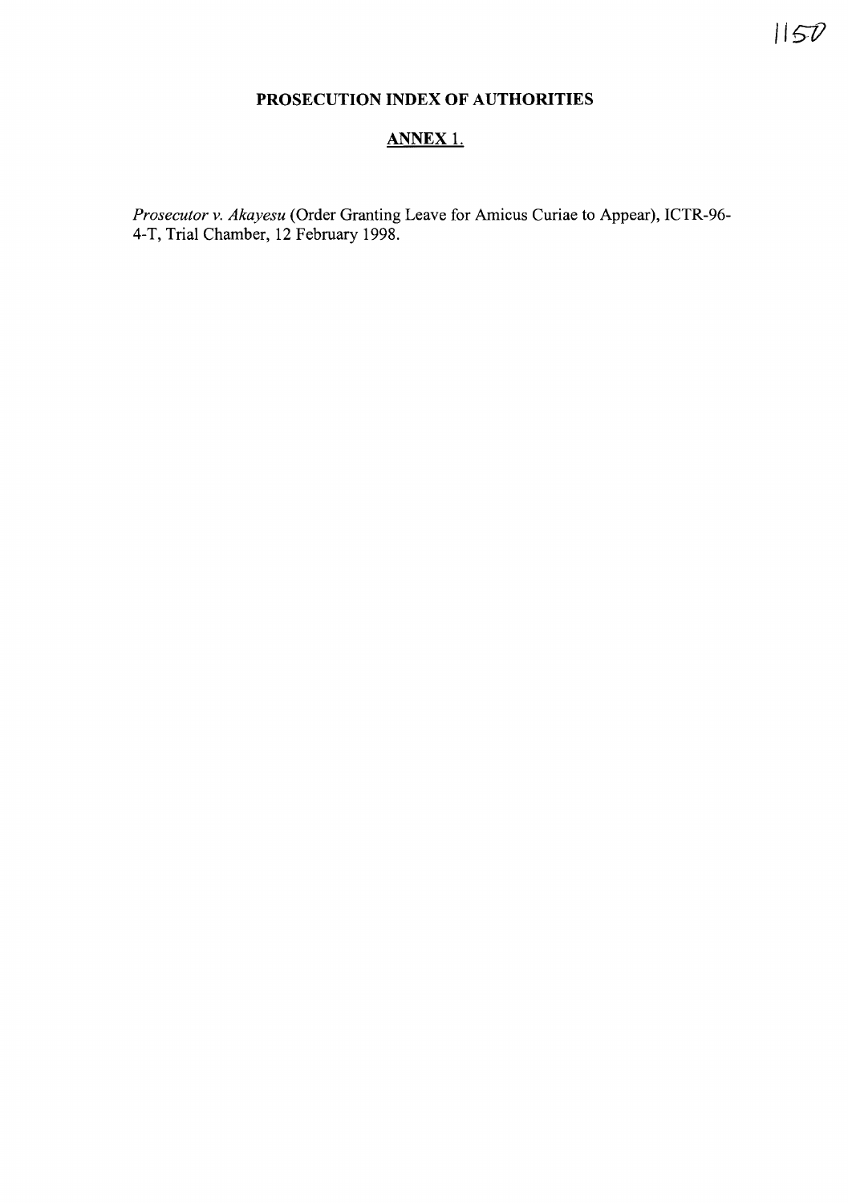**PROSECUTION INDEX OF AUTHORITIES**

**ANNEX 1.**

*Prosecutor v. Akayesu* (Order Granting Leave for Amicus Curiae to Appear), ICTR-96-4-T, Trial Chamber, 12 February 1998.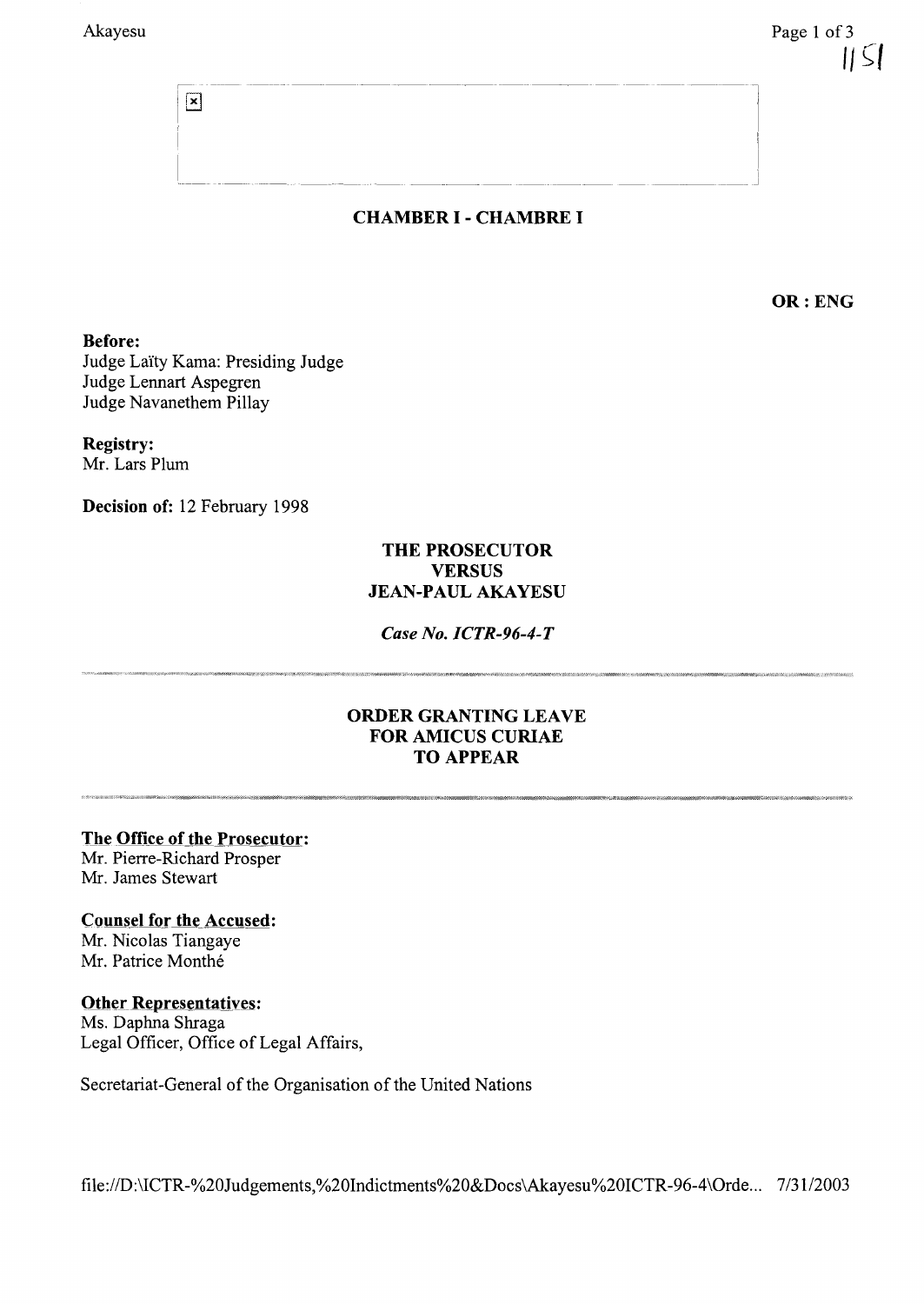**CHAMBER I - CHAMBRE I**

**OR : ENG**

**Before:**
Judge Laïty Kama: Presiding Judge
Judge Lennart Aspegren
Judge Navanethem Pillay

**Registry:**
Mr. Lars Plum

**Decision of:** 12 February 1998

**THE PROSECUTOR**
**VERSUS**
**JEAN-PAUL AKAYESU**

***Case No. ICTR-96-4-T***

---

## ORDER GRANTING LEAVE FOR AMICUS CURIAE TO APPEAR

---

**The Office of the Prosecutor:**
Mr. Pierre-Richard Prosper
Mr. James Stewart

**Counsel for the Accused:**
Mr. Nicolas Tiangaye
Mr. Patrice Monthé

**Other Representatives:**
Ms. Daphna Shraga
Legal Officer, Office of Legal Affairs,

Secretariat-General of the Organisation of the United Nations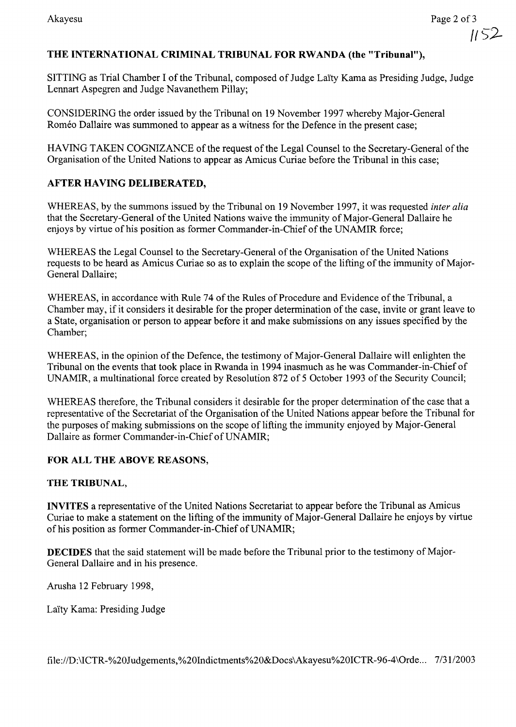**THE INTERNATIONAL CRIMINAL TRIBUNAL FOR RWANDA (the "Tribunal"),**

SITTING as Trial Chamber I of the Tribunal, composed of Judge Laïty Kama as Presiding Judge, Judge Lennart Aspegren and Judge Navanethem Pillay;

CONSIDERING the order issued by the Tribunal on 19 November 1997 whereby Major-General Roméo Dallaire was summoned to appear as a witness for the Defence in the present case;

HAVING TAKEN COGNIZANCE of the request of the Legal Counsel to the Secretary-General of the Organisation of the United Nations to appear as Amicus Curiae before the Tribunal in this case;

**AFTER HAVING DELIBERATED,**

WHEREAS, by the summons issued by the Tribunal on 19 November 1997, it was requested *inter alia* that the Secretary-General of the United Nations waive the immunity of Major-General Dallaire he enjoys by virtue of his position as former Commander-in-Chief of the UNAMIR force;

WHEREAS the Legal Counsel to the Secretary-General of the Organisation of the United Nations requests to be heard as Amicus Curiae so as to explain the scope of the lifting of the immunity of Major-General Dallaire;

WHEREAS, in accordance with Rule 74 of the Rules of Procedure and Evidence of the Tribunal, a Chamber may, if it considers it desirable for the proper determination of the case, invite or grant leave to a State, organisation or person to appear before it and make submissions on any issues specified by the Chamber;

WHEREAS, in the opinion of the Defence, the testimony of Major-General Dallaire will enlighten the Tribunal on the events that took place in Rwanda in 1994 inasmuch as he was Commander-in-Chief of UNAMIR, a multinational force created by Resolution 872 of 5 October 1993 of the Security Council;

WHEREAS therefore, the Tribunal considers it desirable for the proper determination of the case that a representative of the Secretariat of the Organisation of the United Nations appear before the Tribunal for the purposes of making submissions on the scope of lifting the immunity enjoyed by Major-General Dallaire as former Commander-in-Chief of UNAMIR;

**FOR ALL THE ABOVE REASONS,**

**THE TRIBUNAL,**

**INVITES** a representative of the United Nations Secretariat to appear before the Tribunal as Amicus Curiae to make a statement on the lifting of the immunity of Major-General Dallaire he enjoys by virtue of his position as former Commander-in-Chief of UNAMIR;

**DECIDES** that the said statement will be made before the Tribunal prior to the testimony of Major-General Dallaire and in his presence.

Arusha 12 February 1998,

Laïty Kama: Presiding Judge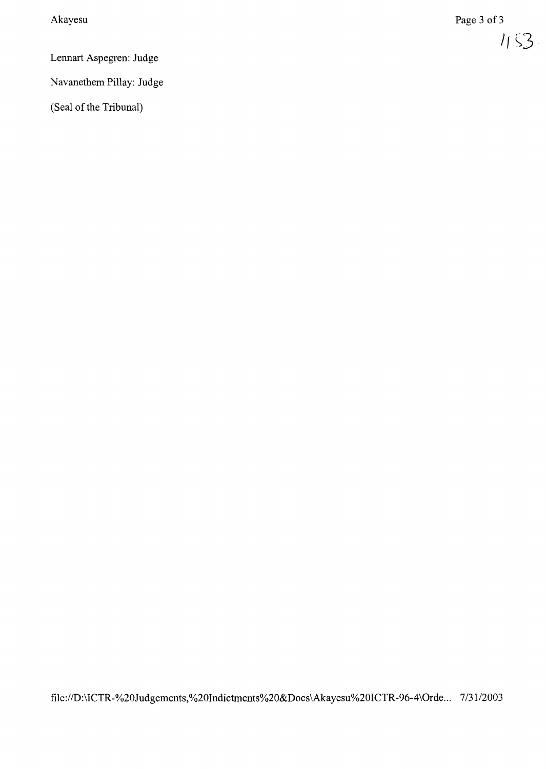Lennart Aspegren: Judge

Navanethem Pillay: Judge

(Seal of the Tribunal)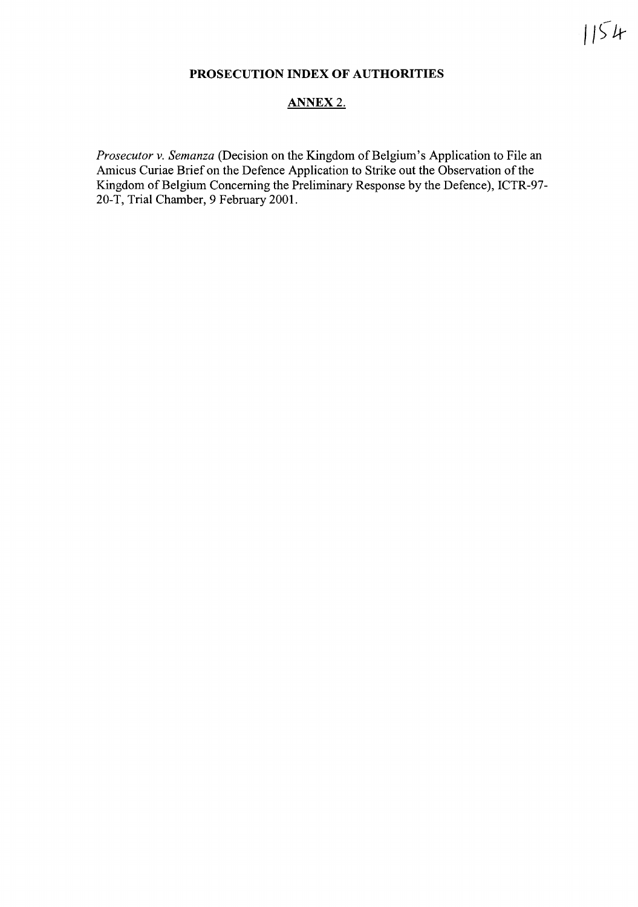**PROSECUTION INDEX OF AUTHORITIES**

**ANNEX 2.**

*Prosecutor v. Semanza* (Decision on the Kingdom of Belgium's Application to File an Amicus Curiae Brief on the Defence Application to Strike out the Observation of the Kingdom of Belgium Concerning the Preliminary Response by the Defence), ICTR-97-20-T, Trial Chamber, 9 February 2001.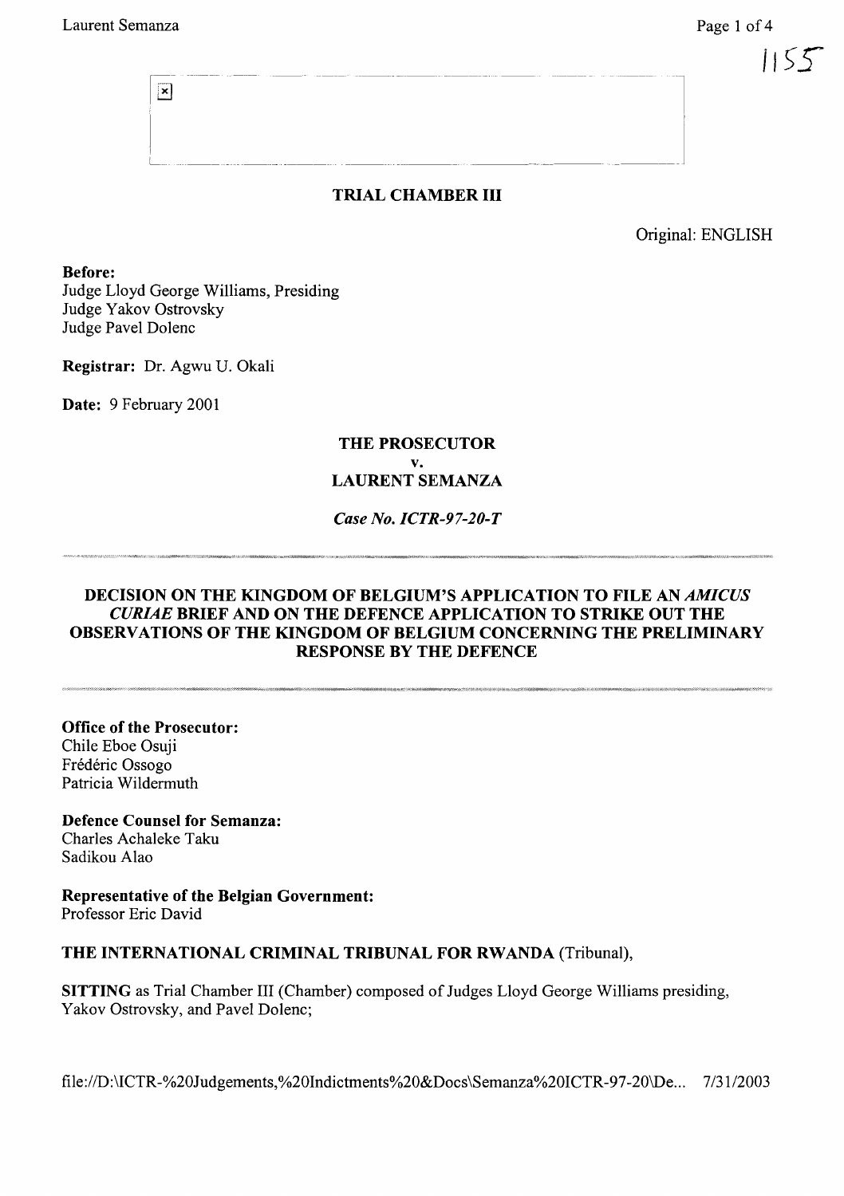## TRIAL CHAMBER III

Original: ENGLISH

**Before:**
Judge Lloyd George Williams, Presiding
Judge Yakov Ostrovsky
Judge Pavel Dolenc

**Registrar:** Dr. Agwu U. Okali

**Date:** 9 February 2001

**THE PROSECUTOR**
**v.**
**LAURENT SEMANZA**

***Case No. ICTR-97-20-T***

---

**DECISION ON THE KINGDOM OF BELGIUM'S APPLICATION TO FILE AN *AMICUS CURIAE* BRIEF AND ON THE DEFENCE APPLICATION TO STRIKE OUT THE OBSERVATIONS OF THE KINGDOM OF BELGIUM CONCERNING THE PRELIMINARY RESPONSE BY THE DEFENCE**

---

**Office of the Prosecutor:**
Chile Eboe Osuji
Frédéric Ossogo
Patricia Wildermuth

**Defence Counsel for Semanza:**
Charles Achaleke Taku
Sadikou Alao

**Representative of the Belgian Government:**
Professor Eric David

**THE INTERNATIONAL CRIMINAL TRIBUNAL FOR RWANDA** (Tribunal),

**SITTING** as Trial Chamber III (Chamber) composed of Judges Lloyd George Williams presiding, Yakov Ostrovsky, and Pavel Dolenc;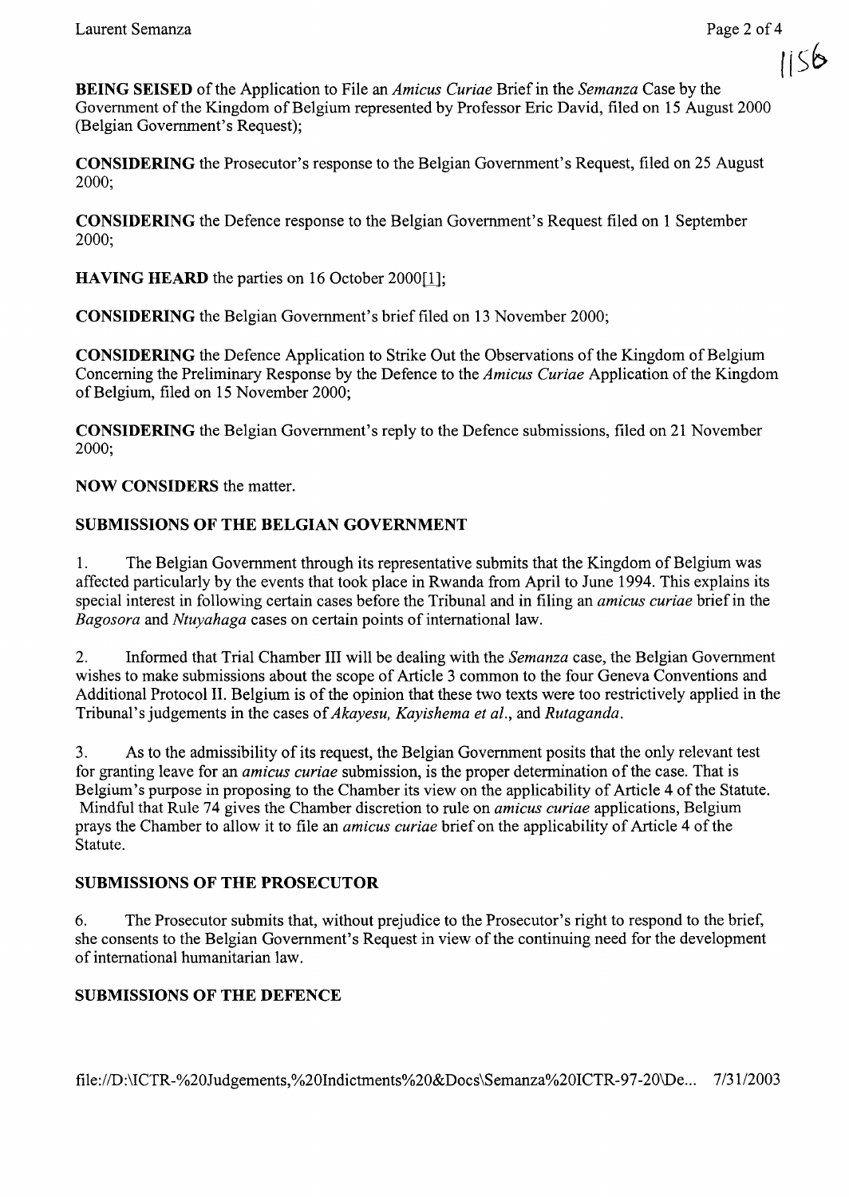**BEING SEISED** of the Application to File an *Amicus Curiae* Brief in the *Semanza* Case by the Government of the Kingdom of Belgium represented by Professor Eric David, filed on 15 August 2000 (Belgian Government's Request);

**CONSIDERING** the Prosecutor's response to the Belgian Government's Request, filed on 25 August 2000;

**CONSIDERING** the Defence response to the Belgian Government's Request filed on 1 September 2000;

**HAVING HEARD** the parties on 16 October 2000[1];

**CONSIDERING** the Belgian Government's brief filed on 13 November 2000;

**CONSIDERING** the Defence Application to Strike Out the Observations of the Kingdom of Belgium Concerning the Preliminary Response by the Defence to the *Amicus Curiae* Application of the Kingdom of Belgium, filed on 15 November 2000;

**CONSIDERING** the Belgian Government's reply to the Defence submissions, filed on 21 November 2000;

**NOW CONSIDERS** the matter.

## SUBMISSIONS OF THE BELGIAN GOVERNMENT

1. The Belgian Government through its representative submits that the Kingdom of Belgium was affected particularly by the events that took place in Rwanda from April to June 1994. This explains its special interest in following certain cases before the Tribunal and in filing an *amicus curiae* brief in the *Bagosora* and *Ntuyahaga* cases on certain points of international law.

2. Informed that Trial Chamber III will be dealing with the *Semanza* case, the Belgian Government wishes to make submissions about the scope of Article 3 common to the four Geneva Conventions and Additional Protocol II. Belgium is of the opinion that these two texts were too restrictively applied in the Tribunal's judgements in the cases of *Akayesu, Kayishema et al.*, and *Rutaganda*.

3. As to the admissibility of its request, the Belgian Government posits that the only relevant test for granting leave for an *amicus curiae* submission, is the proper determination of the case. That is Belgium's purpose in proposing to the Chamber its view on the applicability of Article 4 of the Statute. Mindful that Rule 74 gives the Chamber discretion to rule on *amicus curiae* applications, Belgium prays the Chamber to allow it to file an *amicus curiae* brief on the applicability of Article 4 of the Statute.

## SUBMISSIONS OF THE PROSECUTOR

6. The Prosecutor submits that, without prejudice to the Prosecutor's right to respond to the brief, she consents to the Belgian Government's Request in view of the continuing need for the development of international humanitarian law.

## SUBMISSIONS OF THE DEFENCE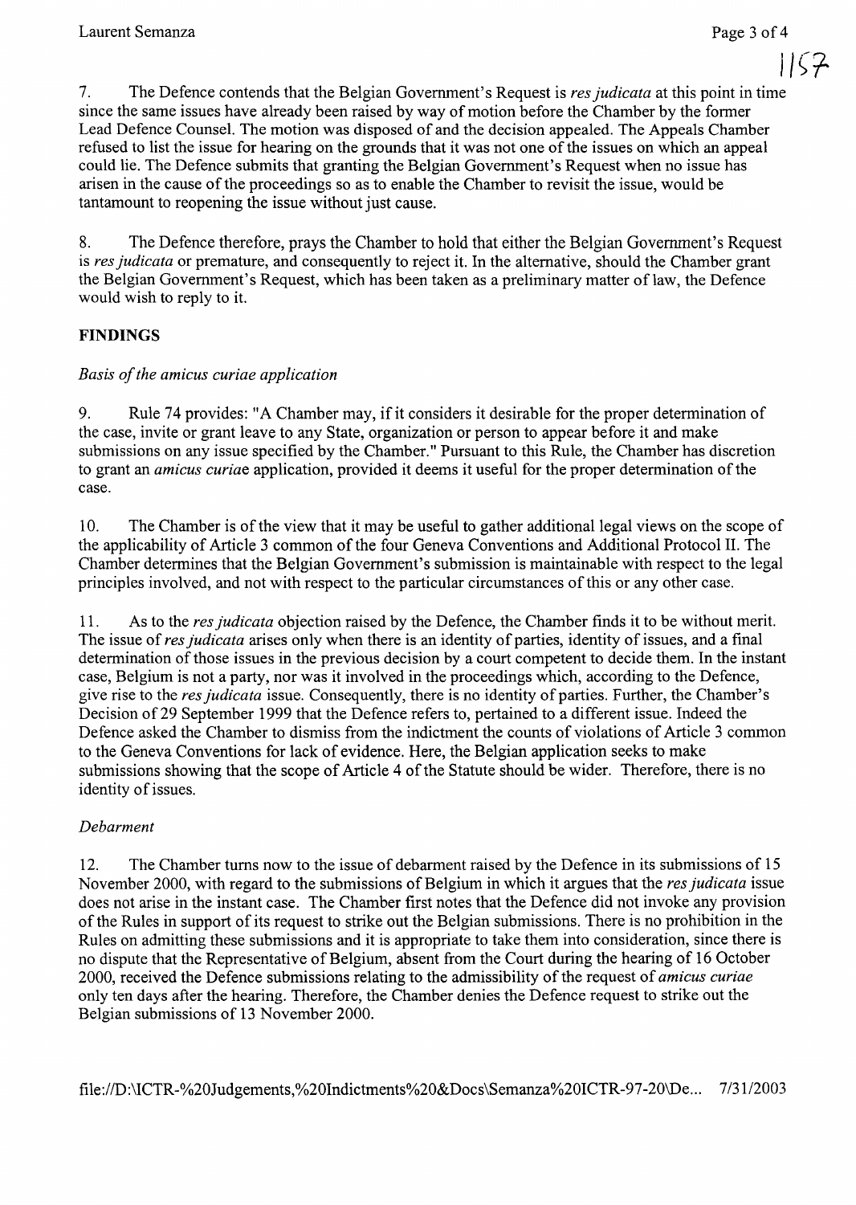7. The Defence contends that the Belgian Government's Request is *res judicata* at this point in time since the same issues have already been raised by way of motion before the Chamber by the former Lead Defence Counsel. The motion was disposed of and the decision appealed. The Appeals Chamber refused to list the issue for hearing on the grounds that it was not one of the issues on which an appeal could lie. The Defence submits that granting the Belgian Government's Request when no issue has arisen in the cause of the proceedings so as to enable the Chamber to revisit the issue, would be tantamount to reopening the issue without just cause.

8. The Defence therefore, prays the Chamber to hold that either the Belgian Government's Request is *res judicata* or premature, and consequently to reject it. In the alternative, should the Chamber grant the Belgian Government's Request, which has been taken as a preliminary matter of law, the Defence would wish to reply to it.

**FINDINGS**

*Basis of the amicus curiae application*

9. Rule 74 provides: "A Chamber may, if it considers it desirable for the proper determination of the case, invite or grant leave to any State, organization or person to appear before it and make submissions on any issue specified by the Chamber." Pursuant to this Rule, the Chamber has discretion to grant an *amicus curiae* application, provided it deems it useful for the proper determination of the case.

10. The Chamber is of the view that it may be useful to gather additional legal views on the scope of the applicability of Article 3 common of the four Geneva Conventions and Additional Protocol II. The Chamber determines that the Belgian Government's submission is maintainable with respect to the legal principles involved, and not with respect to the particular circumstances of this or any other case.

11. As to the *res judicata* objection raised by the Defence, the Chamber finds it to be without merit. The issue of *res judicata* arises only when there is an identity of parties, identity of issues, and a final determination of those issues in the previous decision by a court competent to decide them. In the instant case, Belgium is not a party, nor was it involved in the proceedings which, according to the Defence, give rise to the *res judicata* issue. Consequently, there is no identity of parties. Further, the Chamber's Decision of 29 September 1999 that the Defence refers to, pertained to a different issue. Indeed the Defence asked the Chamber to dismiss from the indictment the counts of violations of Article 3 common to the Geneva Conventions for lack of evidence. Here, the Belgian application seeks to make submissions showing that the scope of Article 4 of the Statute should be wider. Therefore, there is no identity of issues.

*Debarment*

12. The Chamber turns now to the issue of debarment raised by the Defence in its submissions of 15 November 2000, with regard to the submissions of Belgium in which it argues that the *res judicata* issue does not arise in the instant case. The Chamber first notes that the Defence did not invoke any provision of the Rules in support of its request to strike out the Belgian submissions. There is no prohibition in the Rules on admitting these submissions and it is appropriate to take them into consideration, since there is no dispute that the Representative of Belgium, absent from the Court during the hearing of 16 October 2000, received the Defence submissions relating to the admissibility of the request of *amicus curiae* only ten days after the hearing. Therefore, the Chamber denies the Defence request to strike out the Belgian submissions of 13 November 2000.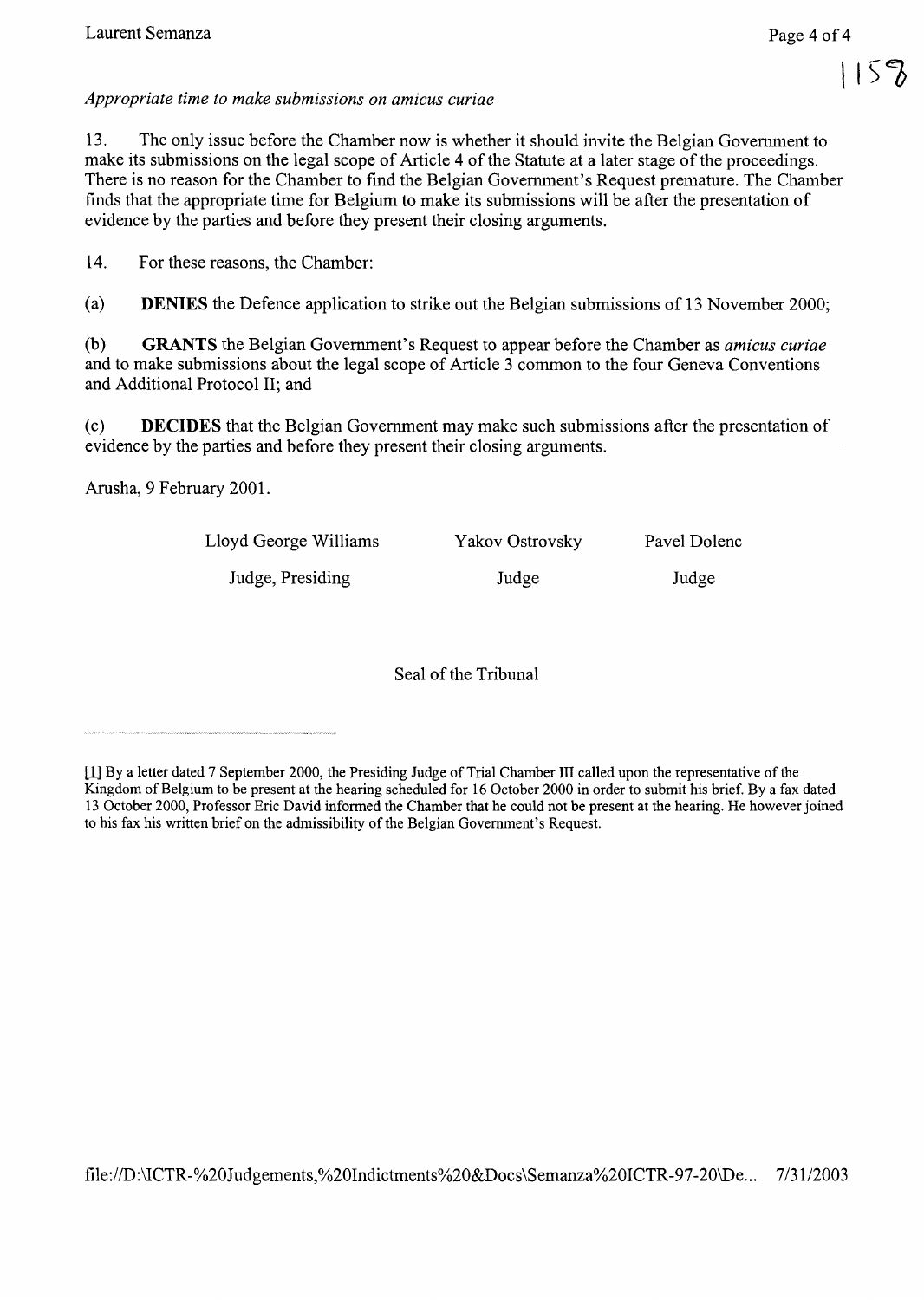*Appropriate time to make submissions on amicus curiae*

13. The only issue before the Chamber now is whether it should invite the Belgian Government to make its submissions on the legal scope of Article 4 of the Statute at a later stage of the proceedings. There is no reason for the Chamber to find the Belgian Government's Request premature. The Chamber finds that the appropriate time for Belgium to make its submissions will be after the presentation of evidence by the parties and before they present their closing arguments.

14. For these reasons, the Chamber:

(a) **DENIES** the Defence application to strike out the Belgian submissions of 13 November 2000;

(b) **GRANTS** the Belgian Government's Request to appear before the Chamber as *amicus curiae* and to make submissions about the legal scope of Article 3 common to the four Geneva Conventions and Additional Protocol II; and

(c) **DECIDES** that the Belgian Government may make such submissions after the presentation of evidence by the parties and before they present their closing arguments.

Arusha, 9 February 2001.

| | | |
|---|---|---|
| Lloyd George Williams | Yakov Ostrovsky | Pavel Dolenc |
| Judge, Presiding | Judge | Judge |

Seal of the Tribunal

---

[1] By a letter dated 7 September 2000, the Presiding Judge of Trial Chamber III called upon the representative of the Kingdom of Belgium to be present at the hearing scheduled for 16 October 2000 in order to submit his brief. By a fax dated 13 October 2000, Professor Eric David informed the Chamber that he could not be present at the hearing. He however joined to his fax his written brief on the admissibility of the Belgian Government's Request.